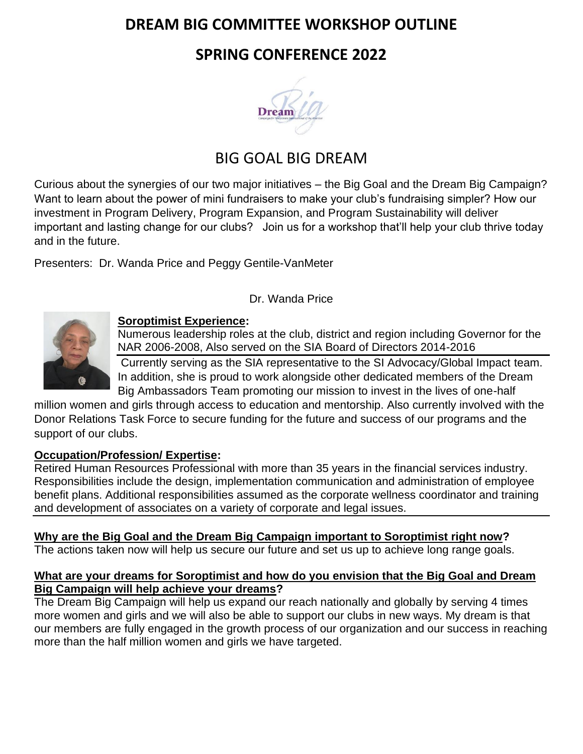# DREAM BIG COMMITTEE WORKSHOP OUTLINE

## SPRING CONFERENCE 2022

## BIG GOAL BIG DREAM

Curious about the synergies of our two major initiatives – the Big Goal and the Dream Big Campaign? Want to learn about the power of mini fundraisers to make your club's fundraising simpler? How our investment in Program Delivery, Program Expansion, and Program Sustainability will deliver important and lasting change for our clubs? Join us for a workshop that'll help your club thrive today and in the future.

Presenters: Dr. Wanda Price and Peggy Gentile-VanMeter

Dr. Wanda Price

**Soroptimist Experience:**

Numerous leadership roles at the club, district and region including Governor for the NAR 2006-2008, Also served on the SIA Board of Directors 2014-2016

Currently serving as the SIA representative to the SI Advocacy/Global Impact team. In addition, she is proud to work alongside other dedicated members of the Dream Big Ambassadors Team promoting our mission to invest in the lives of one-half million women and girls through access to education and mentorship. Also currently involved with the Donor Relations Task Force to secure funding for the future and success of our programs and the support of our clubs.

**Occupation/Profession/ Expertise:**

Retired Human Resources Professional with more than 35 years in the financial services industry. Responsibilities include the design, implementation communication and administration of employee benefit plans. Additional responsibilities assumed as the corporate wellness coordinator and training and development of associates on a variety of corporate and legal issues.

**Why are the Big Goal and the Dream Big Campaign important to Soroptimist right now?**

The actions taken now will help us secure our future and set us up to achieve long range goals.

**What are your dreams for Soroptimist and how do you envision that the Big Goal and Dream Big Campaign will help achieve your dreams?**

The Dream Big Campaign will help us expand our reach nationally and globally by serving 4 times more women and girls and we will also be able to support our clubs in new ways. My dream is that our members are fully engaged in the growth process of our organization and our success in reaching more than the half million women and girls we have targeted.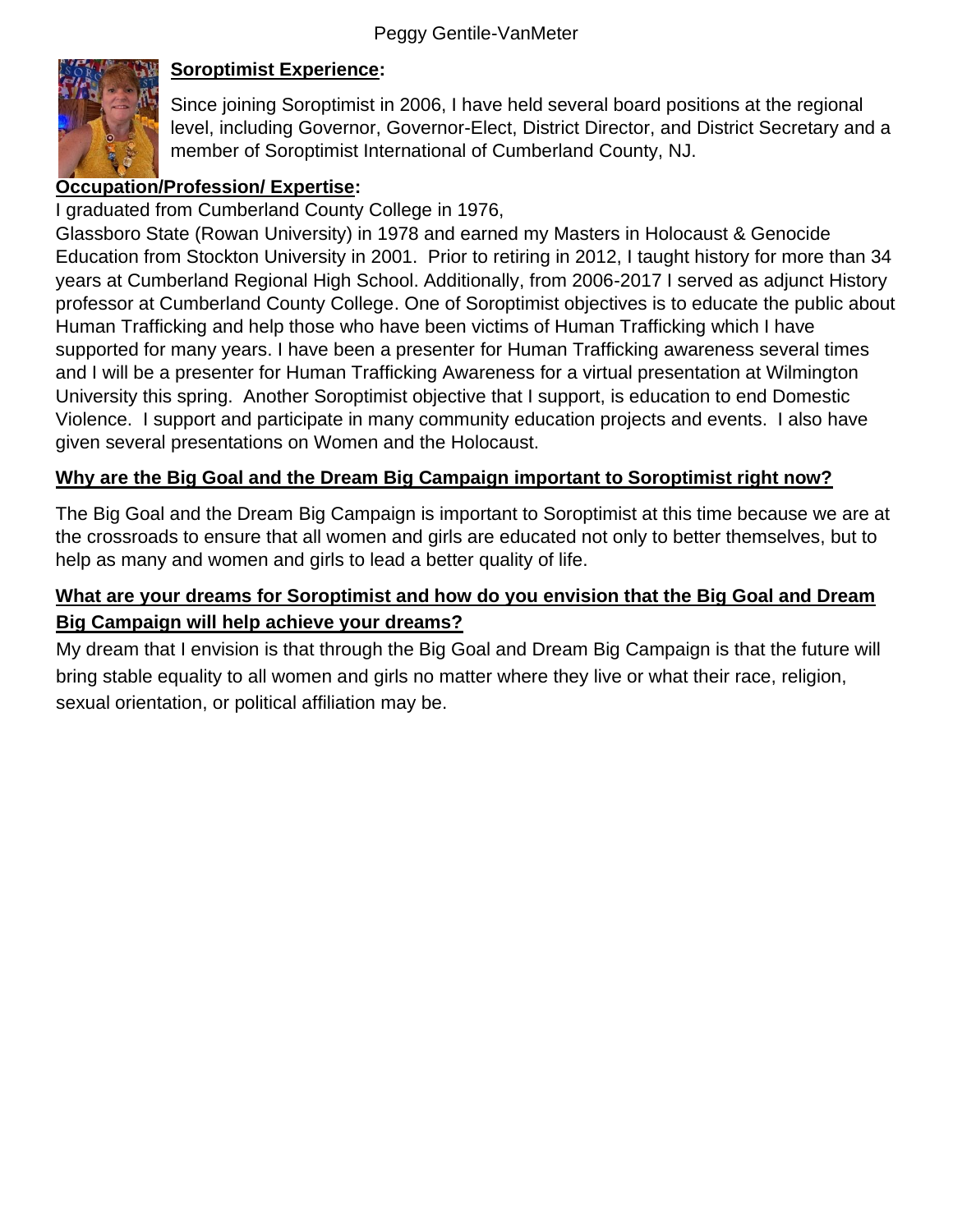Peggy Gentile-VanMeter

**Soroptimist Experience:**

Since joining Soroptimist in 2006, I have held several board positions at the regional level, including Governor, Governor-Elect, District Director, and District Secretary and a member of Soroptimist International of Cumberland County, NJ.

**Occupation/Profession/ Expertise:**

I graduated from Cumberland County College in 1976, Glassboro State (Rowan University) in 1978 and earned my Masters in Holocaust & Genocide Education from Stockton University in 2001. Prior to retiring in 2012, I taught history for more than 34 years at Cumberland Regional High School. Additionally, from 2006-2017 I served as adjunct History professor at Cumberland County College. One of Soroptimist objectives is to educate the public about Human Trafficking and help those who have been victims of Human Trafficking which I have supported for many years. I have been a presenter for Human Trafficking awareness several times and I will be a presenter for Human Trafficking Awareness for a virtual presentation at Wilmington University this spring. Another Soroptimist objective that I support, is education to end Domestic Violence. I support and participate in many community education projects and events. I also have given several presentations on Women and the Holocaust.

**Why are the Big Goal and the Dream Big Campaign important to Soroptimist right now?**

The Big Goal and the Dream Big Campaign is important to Soroptimist at this time because we are at the crossroads to ensure that all women and girls are educated not only to better themselves, but to help as many and women and girls to lead a better quality of life.

**What are your dreams for Soroptimist and how do you envision that the Big Goal and Dream Big Campaign will help achieve your dreams?**

My dream that I envision is that through the Big Goal and Dream Big Campaign is that the future will bring stable equality to all women and girls no matter where they live or what their race, religion, sexual orientation, or political affiliation may be.